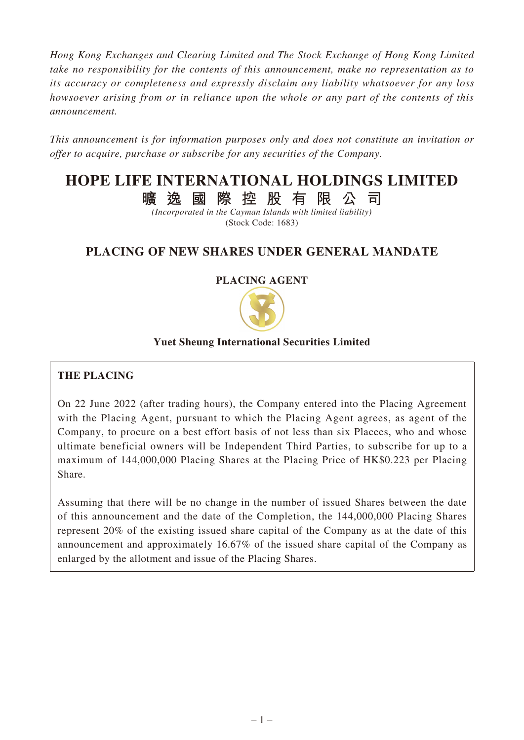*Hong Kong Exchanges and Clearing Limited and The Stock Exchange of Hong Kong Limited take no responsibility for the contents of this announcement, make no representation as to its accuracy or completeness and expressly disclaim any liability whatsoever for any loss howsoever arising from or in reliance upon the whole or any part of the contents of this announcement.*

*This announcement is for information purposes only and does not constitute an invitation or offer to acquire, purchase or subscribe for any securities of the Company.*

# HOPE LIFE INTERNATIONAL HOLDINGS LIMITED
# 曠逸國際控股有限公司

*(Incorporated in the Cayman Islands with limited liability)*
(Stock Code: 1683)

## PLACING OF NEW SHARES UNDER GENERAL MANDATE

**PLACING AGENT**

**Yuet Sheung International Securities Limited**

**THE PLACING**

On 22 June 2022 (after trading hours), the Company entered into the Placing Agreement with the Placing Agent, pursuant to which the Placing Agent agrees, as agent of the Company, to procure on a best effort basis of not less than six Placees, who and whose ultimate beneficial owners will be Independent Third Parties, to subscribe for up to a maximum of 144,000,000 Placing Shares at the Placing Price of HK$0.223 per Placing Share.

Assuming that there will be no change in the number of issued Shares between the date of this announcement and the date of the Completion, the 144,000,000 Placing Shares represent 20% of the existing issued share capital of the Company as at the date of this announcement and approximately 16.67% of the issued share capital of the Company as enlarged by the allotment and issue of the Placing Shares.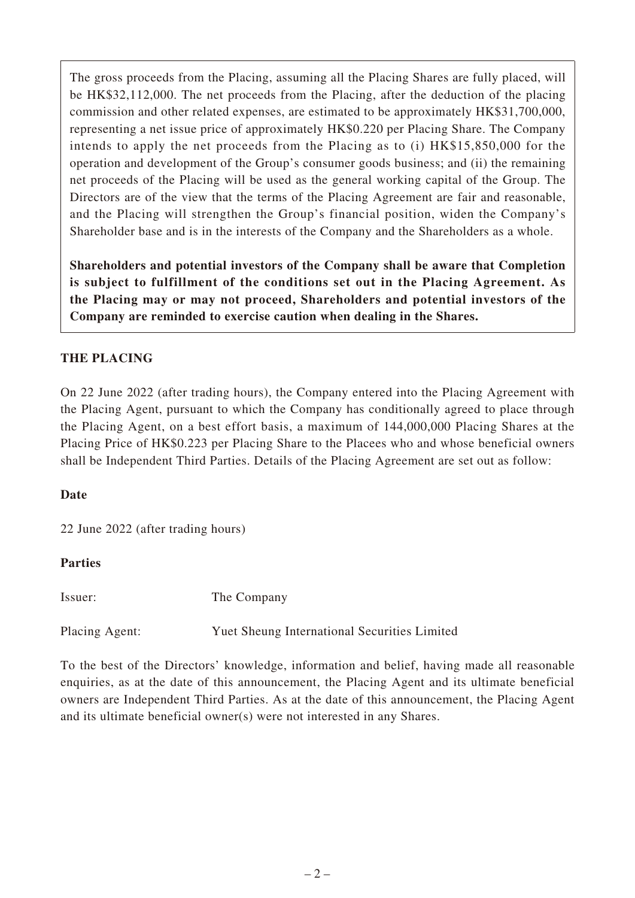The gross proceeds from the Placing, assuming all the Placing Shares are fully placed, will be HK$32,112,000. The net proceeds from the Placing, after the deduction of the placing commission and other related expenses, are estimated to be approximately HK$31,700,000, representing a net issue price of approximately HK$0.220 per Placing Share. The Company intends to apply the net proceeds from the Placing as to (i) HK$15,850,000 for the operation and development of the Group's consumer goods business; and (ii) the remaining net proceeds of the Placing will be used as the general working capital of the Group. The Directors are of the view that the terms of the Placing Agreement are fair and reasonable, and the Placing will strengthen the Group's financial position, widen the Company's Shareholder base and is in the interests of the Company and the Shareholders as a whole.

**Shareholders and potential investors of the Company shall be aware that Completion is subject to fulfillment of the conditions set out in the Placing Agreement. As the Placing may or may not proceed, Shareholders and potential investors of the Company are reminded to exercise caution when dealing in the Shares.**

## THE PLACING

On 22 June 2022 (after trading hours), the Company entered into the Placing Agreement with the Placing Agent, pursuant to which the Company has conditionally agreed to place through the Placing Agent, on a best effort basis, a maximum of 144,000,000 Placing Shares at the Placing Price of HK$0.223 per Placing Share to the Placees who and whose beneficial owners shall be Independent Third Parties. Details of the Placing Agreement are set out as follow:

### Date

22 June 2022 (after trading hours)

### Parties

Issuer: The Company

Placing Agent: Yuet Sheung International Securities Limited

To the best of the Directors' knowledge, information and belief, having made all reasonable enquiries, as at the date of this announcement, the Placing Agent and its ultimate beneficial owners are Independent Third Parties. As at the date of this announcement, the Placing Agent and its ultimate beneficial owner(s) were not interested in any Shares.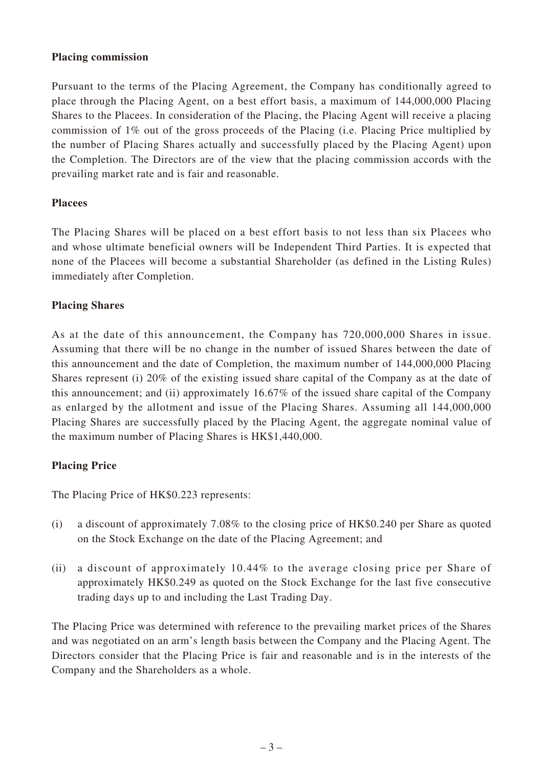**Placing commission**

Pursuant to the terms of the Placing Agreement, the Company has conditionally agreed to place through the Placing Agent, on a best effort basis, a maximum of 144,000,000 Placing Shares to the Placees. In consideration of the Placing, the Placing Agent will receive a placing commission of 1% out of the gross proceeds of the Placing (i.e. Placing Price multiplied by the number of Placing Shares actually and successfully placed by the Placing Agent) upon the Completion. The Directors are of the view that the placing commission accords with the prevailing market rate and is fair and reasonable.

**Placees**

The Placing Shares will be placed on a best effort basis to not less than six Placees who and whose ultimate beneficial owners will be Independent Third Parties. It is expected that none of the Placees will become a substantial Shareholder (as defined in the Listing Rules) immediately after Completion.

**Placing Shares**

As at the date of this announcement, the Company has 720,000,000 Shares in issue. Assuming that there will be no change in the number of issued Shares between the date of this announcement and the date of Completion, the maximum number of 144,000,000 Placing Shares represent (i) 20% of the existing issued share capital of the Company as at the date of this announcement; and (ii) approximately 16.67% of the issued share capital of the Company as enlarged by the allotment and issue of the Placing Shares. Assuming all 144,000,000 Placing Shares are successfully placed by the Placing Agent, the aggregate nominal value of the maximum number of Placing Shares is HK$1,440,000.

**Placing Price**

The Placing Price of HK$0.223 represents:

(i) a discount of approximately 7.08% to the closing price of HK$0.240 per Share as quoted on the Stock Exchange on the date of the Placing Agreement; and

(ii) a discount of approximately 10.44% to the average closing price per Share of approximately HK$0.249 as quoted on the Stock Exchange for the last five consecutive trading days up to and including the Last Trading Day.

The Placing Price was determined with reference to the prevailing market prices of the Shares and was negotiated on an arm's length basis between the Company and the Placing Agent. The Directors consider that the Placing Price is fair and reasonable and is in the interests of the Company and the Shareholders as a whole.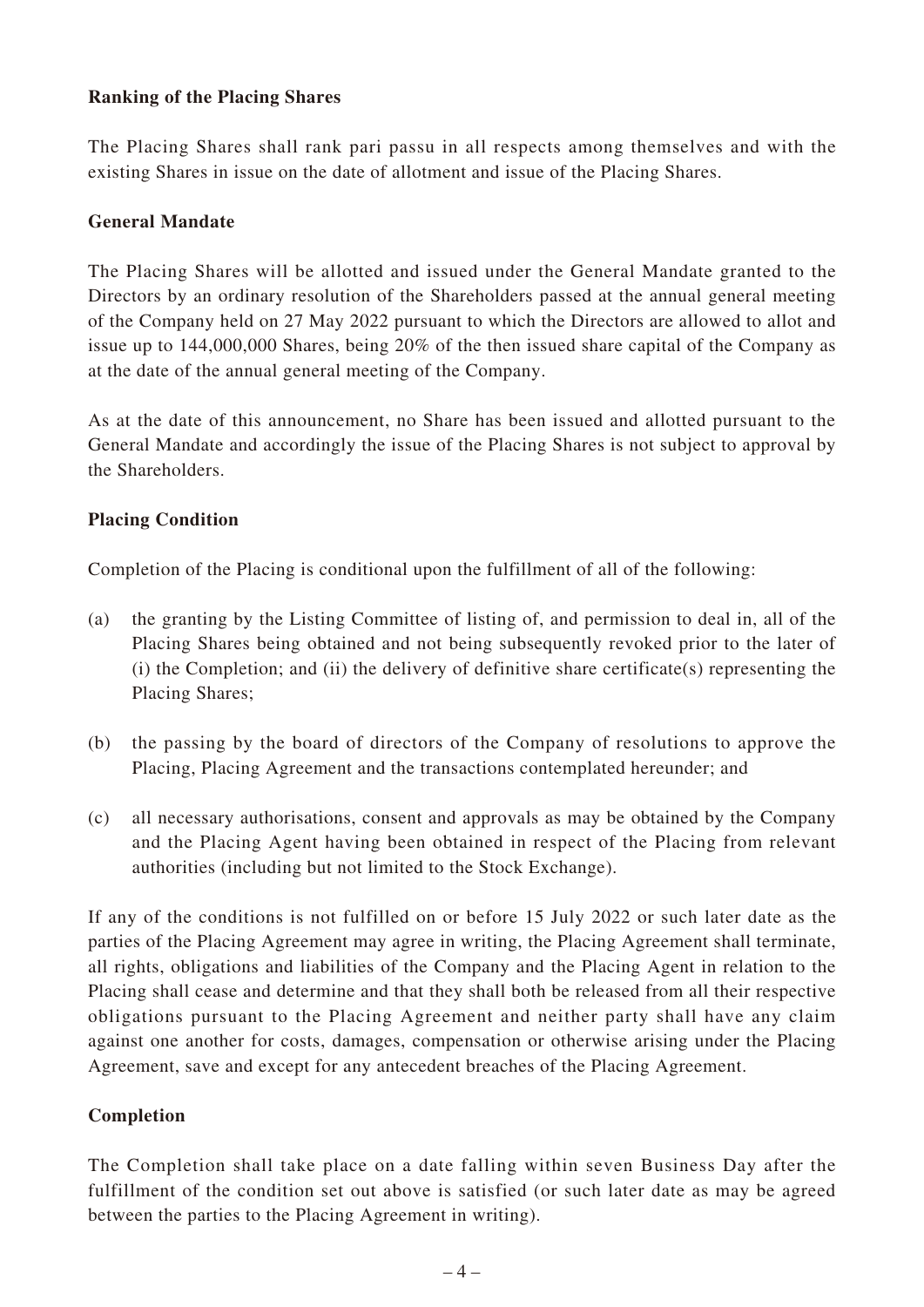**Ranking of the Placing Shares**

The Placing Shares shall rank pari passu in all respects among themselves and with the existing Shares in issue on the date of allotment and issue of the Placing Shares.

**General Mandate**

The Placing Shares will be allotted and issued under the General Mandate granted to the Directors by an ordinary resolution of the Shareholders passed at the annual general meeting of the Company held on 27 May 2022 pursuant to which the Directors are allowed to allot and issue up to 144,000,000 Shares, being 20% of the then issued share capital of the Company as at the date of the annual general meeting of the Company.

As at the date of this announcement, no Share has been issued and allotted pursuant to the General Mandate and accordingly the issue of the Placing Shares is not subject to approval by the Shareholders.

**Placing Condition**

Completion of the Placing is conditional upon the fulfillment of all of the following:

(a) the granting by the Listing Committee of listing of, and permission to deal in, all of the Placing Shares being obtained and not being subsequently revoked prior to the later of (i) the Completion; and (ii) the delivery of definitive share certificate(s) representing the Placing Shares;

(b) the passing by the board of directors of the Company of resolutions to approve the Placing, Placing Agreement and the transactions contemplated hereunder; and

(c) all necessary authorisations, consent and approvals as may be obtained by the Company and the Placing Agent having been obtained in respect of the Placing from relevant authorities (including but not limited to the Stock Exchange).

If any of the conditions is not fulfilled on or before 15 July 2022 or such later date as the parties of the Placing Agreement may agree in writing, the Placing Agreement shall terminate, all rights, obligations and liabilities of the Company and the Placing Agent in relation to the Placing shall cease and determine and that they shall both be released from all their respective obligations pursuant to the Placing Agreement and neither party shall have any claim against one another for costs, damages, compensation or otherwise arising under the Placing Agreement, save and except for any antecedent breaches of the Placing Agreement.

**Completion**

The Completion shall take place on a date falling within seven Business Day after the fulfillment of the condition set out above is satisfied (or such later date as may be agreed between the parties to the Placing Agreement in writing).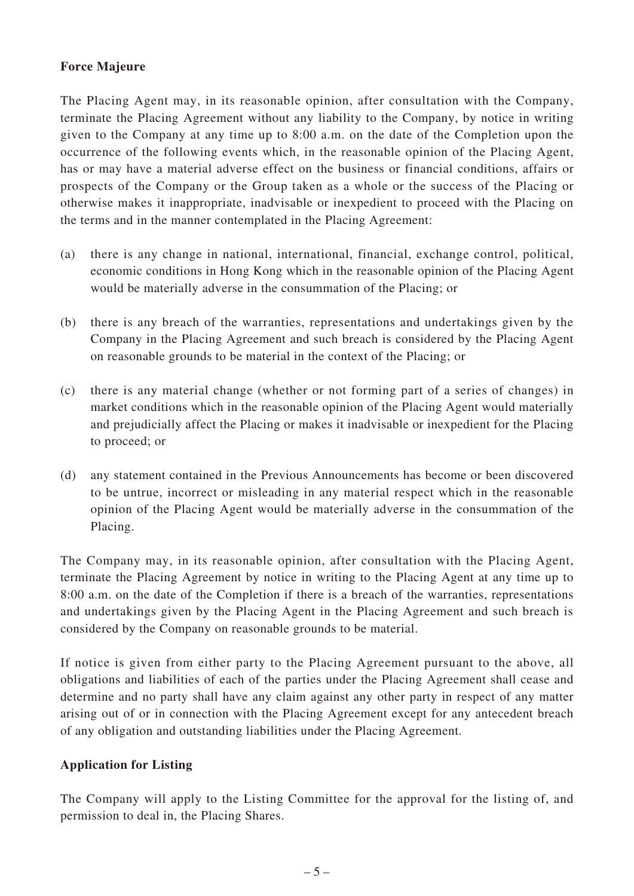**Force Majeure**

The Placing Agent may, in its reasonable opinion, after consultation with the Company, terminate the Placing Agreement without any liability to the Company, by notice in writing given to the Company at any time up to 8:00 a.m. on the date of the Completion upon the occurrence of the following events which, in the reasonable opinion of the Placing Agent, has or may have a material adverse effect on the business or financial conditions, affairs or prospects of the Company or the Group taken as a whole or the success of the Placing or otherwise makes it inappropriate, inadvisable or inexpedient to proceed with the Placing on the terms and in the manner contemplated in the Placing Agreement:

(a) there is any change in national, international, financial, exchange control, political, economic conditions in Hong Kong which in the reasonable opinion of the Placing Agent would be materially adverse in the consummation of the Placing; or

(b) there is any breach of the warranties, representations and undertakings given by the Company in the Placing Agreement and such breach is considered by the Placing Agent on reasonable grounds to be material in the context of the Placing; or

(c) there is any material change (whether or not forming part of a series of changes) in market conditions which in the reasonable opinion of the Placing Agent would materially and prejudicially affect the Placing or makes it inadvisable or inexpedient for the Placing to proceed; or

(d) any statement contained in the Previous Announcements has become or been discovered to be untrue, incorrect or misleading in any material respect which in the reasonable opinion of the Placing Agent would be materially adverse in the consummation of the Placing.

The Company may, in its reasonable opinion, after consultation with the Placing Agent, terminate the Placing Agreement by notice in writing to the Placing Agent at any time up to 8:00 a.m. on the date of the Completion if there is a breach of the warranties, representations and undertakings given by the Placing Agent in the Placing Agreement and such breach is considered by the Company on reasonable grounds to be material.

If notice is given from either party to the Placing Agreement pursuant to the above, all obligations and liabilities of each of the parties under the Placing Agreement shall cease and determine and no party shall have any claim against any other party in respect of any matter arising out of or in connection with the Placing Agreement except for any antecedent breach of any obligation and outstanding liabilities under the Placing Agreement.

**Application for Listing**

The Company will apply to the Listing Committee for the approval for the listing of, and permission to deal in, the Placing Shares.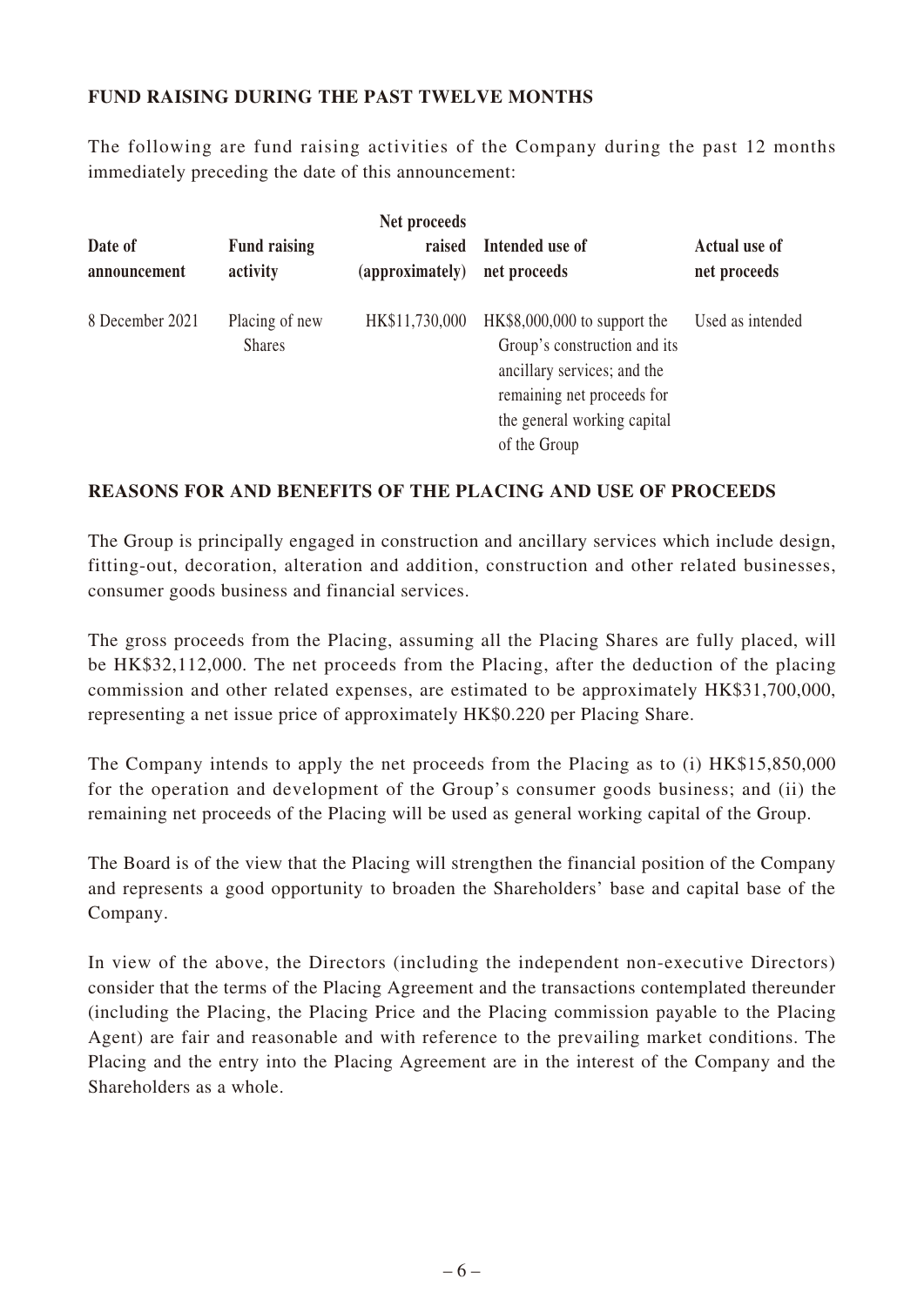## FUND RAISING DURING THE PAST TWELVE MONTHS

The following are fund raising activities of the Company during the past 12 months immediately preceding the date of this announcement:

| Date of announcement | Fund raising activity | Net proceeds raised (approximately) | Intended use of net proceeds | Actual use of net proceeds |
|---|---|---|---|---|
| 8 December 2021 | Placing of new Shares | HK$11,730,000 | HK$8,000,000 to support the Group's construction and its ancillary services; and the remaining net proceeds for the general working capital of the Group | Used as intended |

## REASONS FOR AND BENEFITS OF THE PLACING AND USE OF PROCEEDS

The Group is principally engaged in construction and ancillary services which include design, fitting-out, decoration, alteration and addition, construction and other related businesses, consumer goods business and financial services.

The gross proceeds from the Placing, assuming all the Placing Shares are fully placed, will be HK$32,112,000. The net proceeds from the Placing, after the deduction of the placing commission and other related expenses, are estimated to be approximately HK$31,700,000, representing a net issue price of approximately HK$0.220 per Placing Share.

The Company intends to apply the net proceeds from the Placing as to (i) HK$15,850,000 for the operation and development of the Group's consumer goods business; and (ii) the remaining net proceeds of the Placing will be used as general working capital of the Group.

The Board is of the view that the Placing will strengthen the financial position of the Company and represents a good opportunity to broaden the Shareholders' base and capital base of the Company.

In view of the above, the Directors (including the independent non-executive Directors) consider that the terms of the Placing Agreement and the transactions contemplated thereunder (including the Placing, the Placing Price and the Placing commission payable to the Placing Agent) are fair and reasonable and with reference to the prevailing market conditions. The Placing and the entry into the Placing Agreement are in the interest of the Company and the Shareholders as a whole.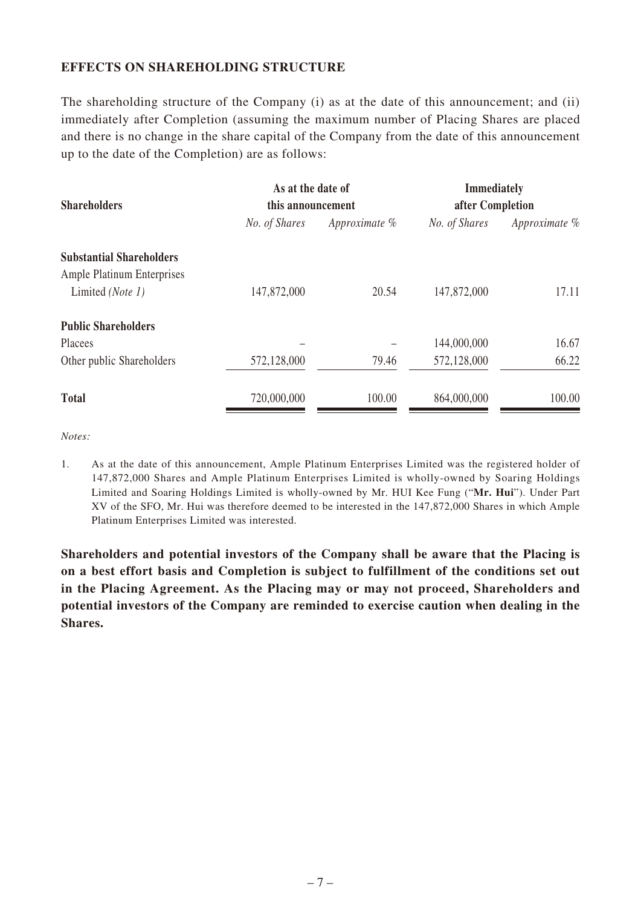## EFFECTS ON SHAREHOLDING STRUCTURE

The shareholding structure of the Company (i) as at the date of this announcement; and (ii) immediately after Completion (assuming the maximum number of Placing Shares are placed and there is no change in the share capital of the Company from the date of this announcement up to the date of the Completion) are as follows:

| Shareholders | As at the date of this announcement | | Immediately after Completion | |
|---|---|---|---|---|
| | *No. of Shares* | *Approximate %* | *No. of Shares* | *Approximate %* |
| **Substantial Shareholders** | | | | |
| Ample Platinum Enterprises Limited *(Note 1)* | 147,872,000 | 20.54 | 147,872,000 | 17.11 |
| **Public Shareholders** | | | | |
| Placees | – | – | 144,000,000 | 16.67 |
| Other public Shareholders | 572,128,000 | 79.46 | 572,128,000 | 66.22 |
| **Total** | 720,000,000 | 100.00 | 864,000,000 | 100.00 |

*Notes:*

1. As at the date of this announcement, Ample Platinum Enterprises Limited was the registered holder of 147,872,000 Shares and Ample Platinum Enterprises Limited is wholly-owned by Soaring Holdings Limited and Soaring Holdings Limited is wholly-owned by Mr. HUI Kee Fung ("**Mr. Hui**"). Under Part XV of the SFO, Mr. Hui was therefore deemed to be interested in the 147,872,000 Shares in which Ample Platinum Enterprises Limited was interested.

**Shareholders and potential investors of the Company shall be aware that the Placing is on a best effort basis and Completion is subject to fulfillment of the conditions set out in the Placing Agreement. As the Placing may or may not proceed, Shareholders and potential investors of the Company are reminded to exercise caution when dealing in the Shares.**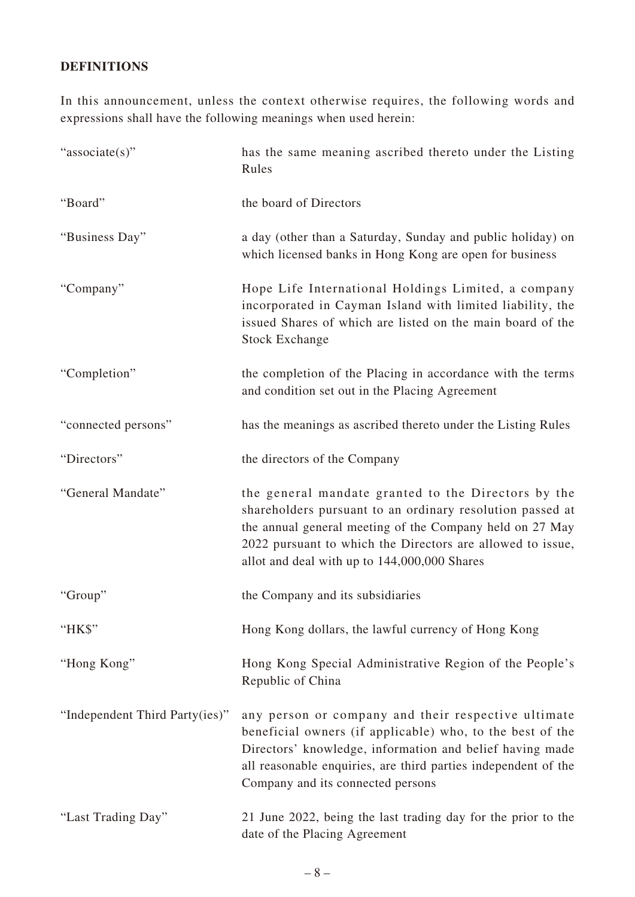## DEFINITIONS

In this announcement, unless the context otherwise requires, the following words and expressions shall have the following meanings when used herein:

| | |
|---|---|
| "associate(s)" | has the same meaning ascribed thereto under the Listing Rules |
| "Board" | the board of Directors |
| "Business Day" | a day (other than a Saturday, Sunday and public holiday) on which licensed banks in Hong Kong are open for business |
| "Company" | Hope Life International Holdings Limited, a company incorporated in Cayman Island with limited liability, the issued Shares of which are listed on the main board of the Stock Exchange |
| "Completion" | the completion of the Placing in accordance with the terms and condition set out in the Placing Agreement |
| "connected persons" | has the meanings as ascribed thereto under the Listing Rules |
| "Directors" | the directors of the Company |
| "General Mandate" | the general mandate granted to the Directors by the shareholders pursuant to an ordinary resolution passed at the annual general meeting of the Company held on 27 May 2022 pursuant to which the Directors are allowed to issue, allot and deal with up to 144,000,000 Shares |
| "Group" | the Company and its subsidiaries |
| "HK$" | Hong Kong dollars, the lawful currency of Hong Kong |
| "Hong Kong" | Hong Kong Special Administrative Region of the People's Republic of China |
| "Independent Third Party(ies)" | any person or company and their respective ultimate beneficial owners (if applicable) who, to the best of the Directors' knowledge, information and belief having made all reasonable enquiries, are third parties independent of the Company and its connected persons |
| "Last Trading Day" | 21 June 2022, being the last trading day for the prior to the date of the Placing Agreement |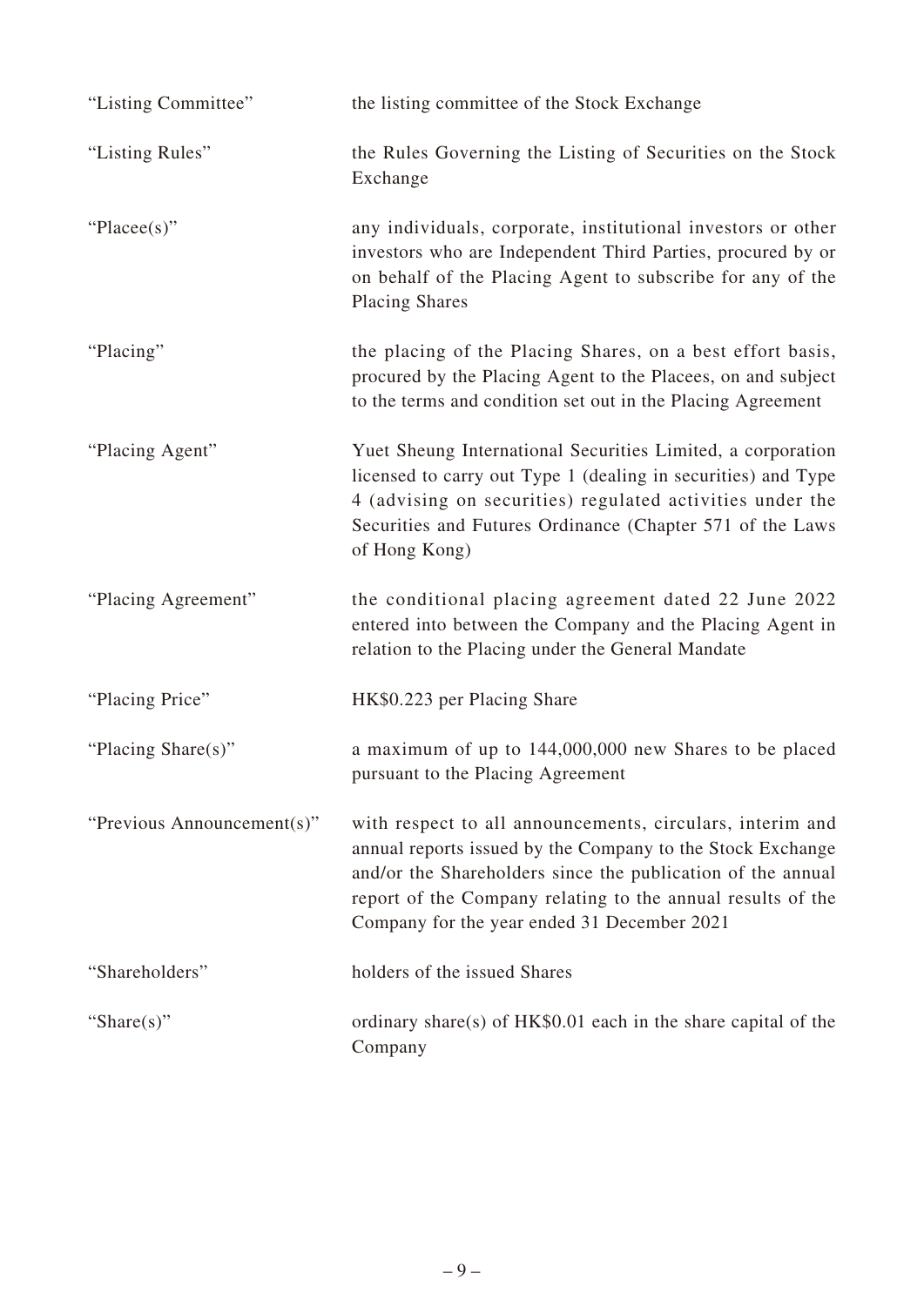| | |
|---|---|
| "Listing Committee" | the listing committee of the Stock Exchange |
| "Listing Rules" | the Rules Governing the Listing of Securities on the Stock Exchange |
| "Placee(s)" | any individuals, corporate, institutional investors or other investors who are Independent Third Parties, procured by or on behalf of the Placing Agent to subscribe for any of the Placing Shares |
| "Placing" | the placing of the Placing Shares, on a best effort basis, procured by the Placing Agent to the Placees, on and subject to the terms and condition set out in the Placing Agreement |
| "Placing Agent" | Yuet Sheung International Securities Limited, a corporation licensed to carry out Type 1 (dealing in securities) and Type 4 (advising on securities) regulated activities under the Securities and Futures Ordinance (Chapter 571 of the Laws of Hong Kong) |
| "Placing Agreement" | the conditional placing agreement dated 22 June 2022 entered into between the Company and the Placing Agent in relation to the Placing under the General Mandate |
| "Placing Price" | HK$0.223 per Placing Share |
| "Placing Share(s)" | a maximum of up to 144,000,000 new Shares to be placed pursuant to the Placing Agreement |
| "Previous Announcement(s)" | with respect to all announcements, circulars, interim and annual reports issued by the Company to the Stock Exchange and/or the Shareholders since the publication of the annual report of the Company relating to the annual results of the Company for the year ended 31 December 2021 |
| "Shareholders" | holders of the issued Shares |
| "Share(s)" | ordinary share(s) of HK$0.01 each in the share capital of the Company |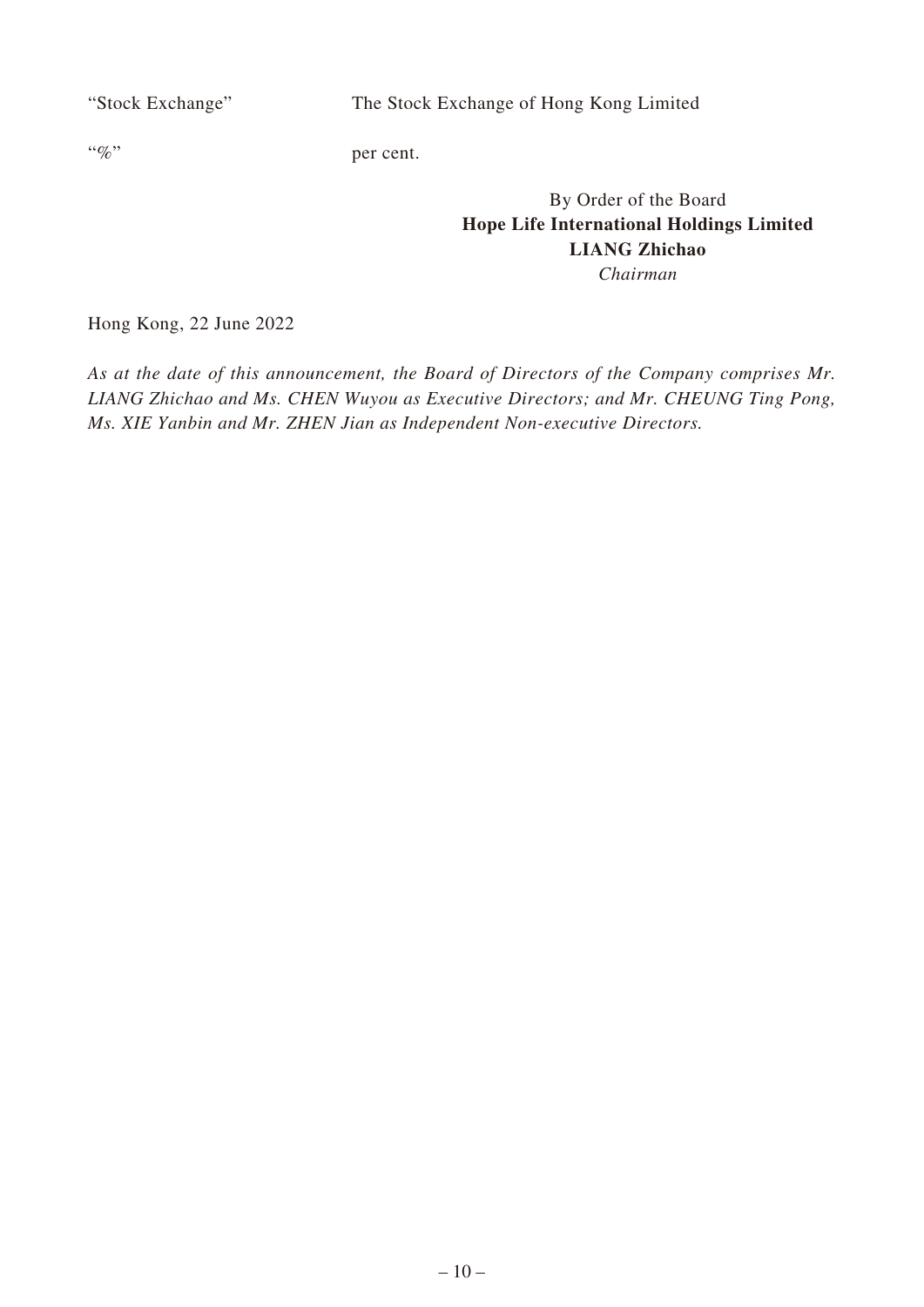| | |
|---|---|
| "Stock Exchange" | The Stock Exchange of Hong Kong Limited |
| "%" | per cent. |

By Order of the Board
**Hope Life International Holdings Limited**
**LIANG Zhichao**
*Chairman*

Hong Kong, 22 June 2022

*As at the date of this announcement, the Board of Directors of the Company comprises Mr. LIANG Zhichao and Ms. CHEN Wuyou as Executive Directors; and Mr. CHEUNG Ting Pong, Ms. XIE Yanbin and Mr. ZHEN Jian as Independent Non-executive Directors.*